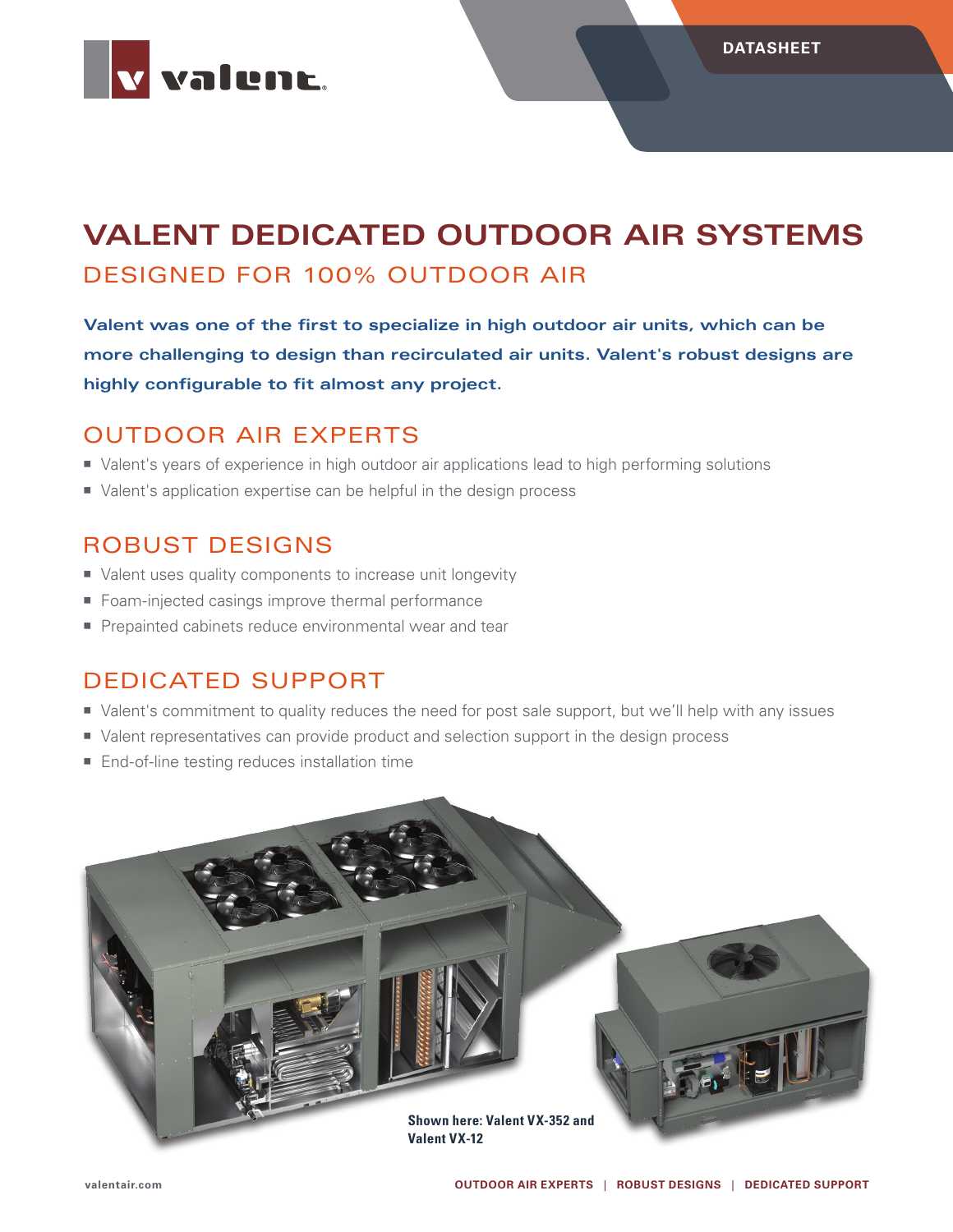DATASHEET

# VALENT DEDICATED OUTDOOR AIR SYSTEMS

## DESIGNED FOR 100% OUTDOOR AIR

**Valent was one of the first to specialize in high outdoor air units, which can be more challenging to design than recirculated air units. Valent's robust designs are highly configurable to fit almost any project.**

## OUTDOOR AIR EXPERTS

- Valent's years of experience in high outdoor air applications lead to high performing solutions
- Valent's application expertise can be helpful in the design process

## ROBUST DESIGNS

- Valent uses quality components to increase unit longevity
- Foam-injected casings improve thermal performance
- Prepainted cabinets reduce environmental wear and tear

## DEDICATED SUPPORT

- Valent's commitment to quality reduces the need for post sale support, but we'll help with any issues
- Valent representatives can provide product and selection support in the design process
- End-of-line testing reduces installation time

**Shown here: Valent VX-352 and Valent VX-12**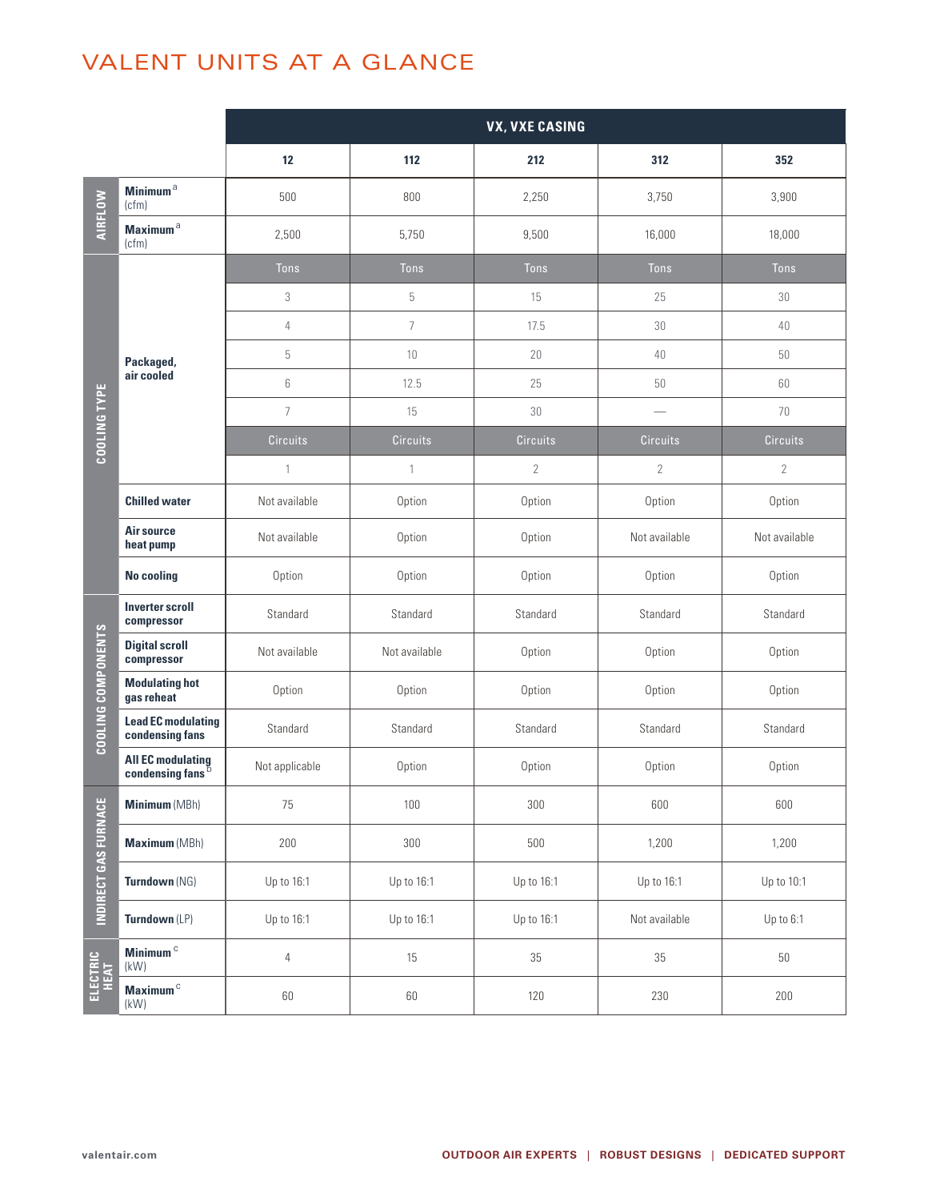# VALENT UNITS AT A GLANCE

| | | VX, VXE CASING | | | | |
|---|---|---|---|---|---|---|
| | | 12 | 112 | 212 | 312 | 352 |
| AIRFLOW | Minimum[a] (cfm) | 500 | 800 | 2,250 | 3,750 | 3,900 |
| | Maximum[a] (cfm) | 2,500 | 5,750 | 9,500 | 16,000 | 18,000 |
| COOLING TYPE | Packaged, air cooled | Tons | Tons | Tons | Tons | Tons |
| | | 3 | 5 | 15 | 25 | 30 |
| | | 4 | 7 | 17.5 | 30 | 40 |
| | | 5 | 10 | 20 | 40 | 50 |
| | | 6 | 12.5 | 25 | 50 | 60 |
| | | 7 | 15 | 30 | — | 70 |
| | | Circuits | Circuits | Circuits | Circuits | Circuits |
| | | 1 | 1 | 2 | 2 | 2 |
| | Chilled water | Not available | Option | Option | Option | Option |
| | Air source heat pump | Not available | Option | Option | Not available | Not available |
| | No cooling | Option | Option | Option | Option | Option |
| COOLING COMPONENTS | Inverter scroll compressor | Standard | Standard | Standard | Standard | Standard |
| | Digital scroll compressor | Not available | Not available | Option | Option | Option |
| | Modulating hot gas reheat | Option | Option | Option | Option | Option |
| | Lead EC modulating condensing fans | Standard | Standard | Standard | Standard | Standard |
| | All EC modulating condensing fans[b] | Not applicable | Option | Option | Option | Option |
| INDIRECT GAS FURNACE | Minimum (MBh) | 75 | 100 | 300 | 600 | 600 |
| | Maximum (MBh) | 200 | 300 | 500 | 1,200 | 1,200 |
| | Turndown (NG) | Up to 16:1 | Up to 16:1 | Up to 16:1 | Up to 16:1 | Up to 10:1 |
| | Turndown (LP) | Up to 16:1 | Up to 16:1 | Up to 16:1 | Not available | Up to 6:1 |
| ELECTRIC HEAT | Minimum[c] (kW) | 4 | 15 | 35 | 35 | 50 |
| | Maximum[c] (kW) | 60 | 60 | 120 | 230 | 200 |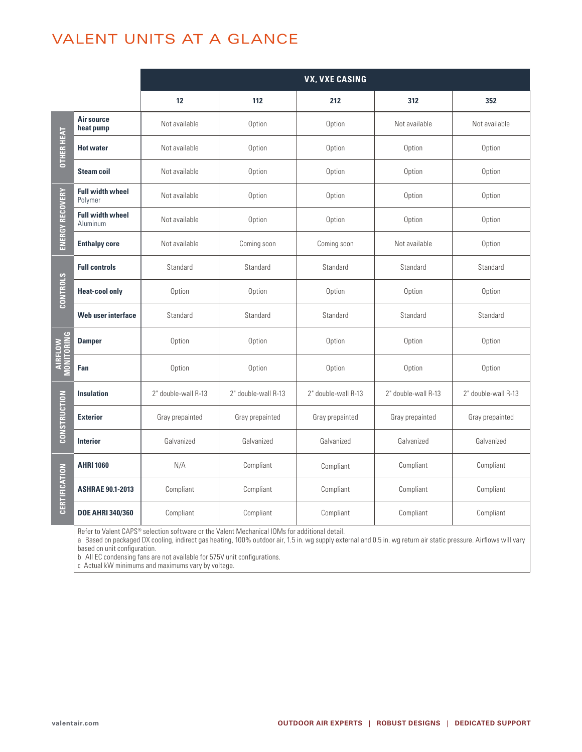# VALENT UNITS AT A GLANCE

| | | VX, VXE CASING | | | | |
|---|---|---|---|---|---|---|
| | | **12** | **112** | **212** | **312** | **352** |
| **OTHER HEAT** | **Air source heat pump** | Not available | Option | Option | Not available | Not available |
| | **Hot water** | Not available | Option | Option | Option | Option |
| | **Steam coil** | Not available | Option | Option | Option | Option |
| **ENERGY RECOVERY** | **Full width wheel** Polymer | Not available | Option | Option | Option | Option |
| | **Full width wheel** Aluminum | Not available | Option | Option | Option | Option |
| | **Enthalpy core** | Not available | Coming soon | Coming soon | Not available | Option |
| **CONTROLS** | **Full controls** | Standard | Standard | Standard | Standard | Standard |
| | **Heat-cool only** | Option | Option | Option | Option | Option |
| | **Web user interface** | Standard | Standard | Standard | Standard | Standard |
| **AIRFLOW MONITORING** | **Damper** | Option | Option | Option | Option | Option |
| | **Fan** | Option | Option | Option | Option | Option |
| **CONSTRUCTION** | **Insulation** | 2" double-wall R-13 | 2" double-wall R-13 | 2" double-wall R-13 | 2" double-wall R-13 | 2" double-wall R-13 |
| | **Exterior** | Gray prepainted | Gray prepainted | Gray prepainted | Gray prepainted | Gray prepainted |
| | **Interior** | Galvanized | Galvanized | Galvanized | Galvanized | Galvanized |
| **CERTIFICATION** | **AHRI 1060** | N/A | Compliant | Compliant | Compliant | Compliant |
| | **ASHRAE 90.1-2013** | Compliant | Compliant | Compliant | Compliant | Compliant |
| | **DOE AHRI 340/360** | Compliant | Compliant | Compliant | Compliant | Compliant |

Refer to Valent CAPS® selection software or the Valent Mechanical IOMs for additional detail.

a Based on packaged DX cooling, indirect gas heating, 100% outdoor air, 1.5 in. wg supply external and 0.5 in. wg return air static pressure. Airflows will vary based on unit configuration.

b All EC condensing fans are not available for 575V unit configurations.

c Actual kW minimums and maximums vary by voltage.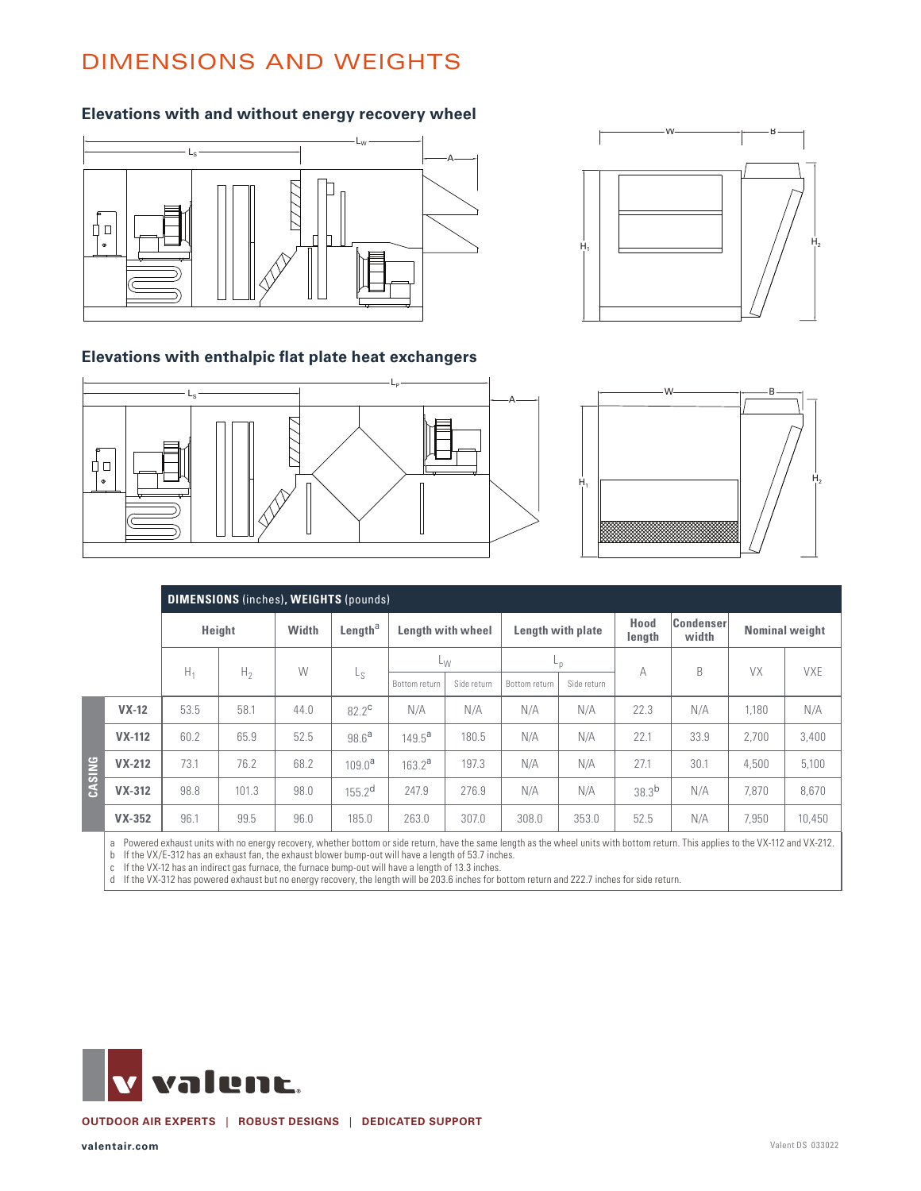# DIMENSIONS AND WEIGHTS

### Elevations with and without energy recovery wheel

$L_W$
$L_S$
A
W
B
$H_1$
$H_2$

### Elevations with enthalpic flat plate heat exchangers

$L_P$
$L_S$
A
W
B
$H_1$
$H_2$

**DIMENSIONS** (inches), **WEIGHTS** (pounds)

| | | Height | | Width | Length[a] | Length with wheel | | Length with plate | | Hood length | Condenser width | Nominal weight | |
|---|---|---|---|---|---|---|---|---|---|---|---|---|---|
| | | $H_1$ | $H_2$ | W | $L_S$ | $L_W$ | | $L_P$ | | A | B | VX | VXE |
| | | | | | | Bottom return | Side return | Bottom return | Side return | | | | |
| CASING | VX-12 | 53.5 | 58.1 | 44.0 | 82.2[c] | N/A | N/A | N/A | N/A | 22.3 | N/A | 1,180 | N/A |
| | VX-112 | 60.2 | 65.9 | 52.5 | 98.6[a] | 149.5[a] | 180.5 | N/A | N/A | 22.1 | 33.9 | 2,700 | 3,400 |
| | VX-212 | 73.1 | 76.2 | 68.2 | 109.0[a] | 163.2[a] | 197.3 | N/A | N/A | 27.1 | 30.1 | 4,500 | 5,100 |
| | VX-312 | 98.8 | 101.3 | 98.0 | 155.2[d] | 247.9 | 276.9 | N/A | N/A | 38.3[b] | N/A | 7,870 | 8,670 |
| | VX-352 | 96.1 | 99.5 | 96.0 | 185.0 | 263.0 | 307.0 | 308.0 | 353.0 | 52.5 | N/A | 7,950 | 10,450 |

a Powered exhaust units with no energy recovery, whether bottom or side return, have the same length as the wheel units with bottom return. This applies to the VX-112 and VX-212.
b If the VX/E-312 has an exhaust fan, the exhaust blower bump-out will have a length of 53.7 inches.
c If the VX-12 has an indirect gas furnace, the furnace bump-out will have a length of 13.3 inches.
d If the VX-312 has powered exhaust but no energy recovery, the length will be 203.6 inches for bottom return and 222.7 inches for side return.

valent

**OUTDOOR AIR EXPERTS | ROBUST DESIGNS | DEDICATED SUPPORT**

**valentair.com**

Valent DS 033022